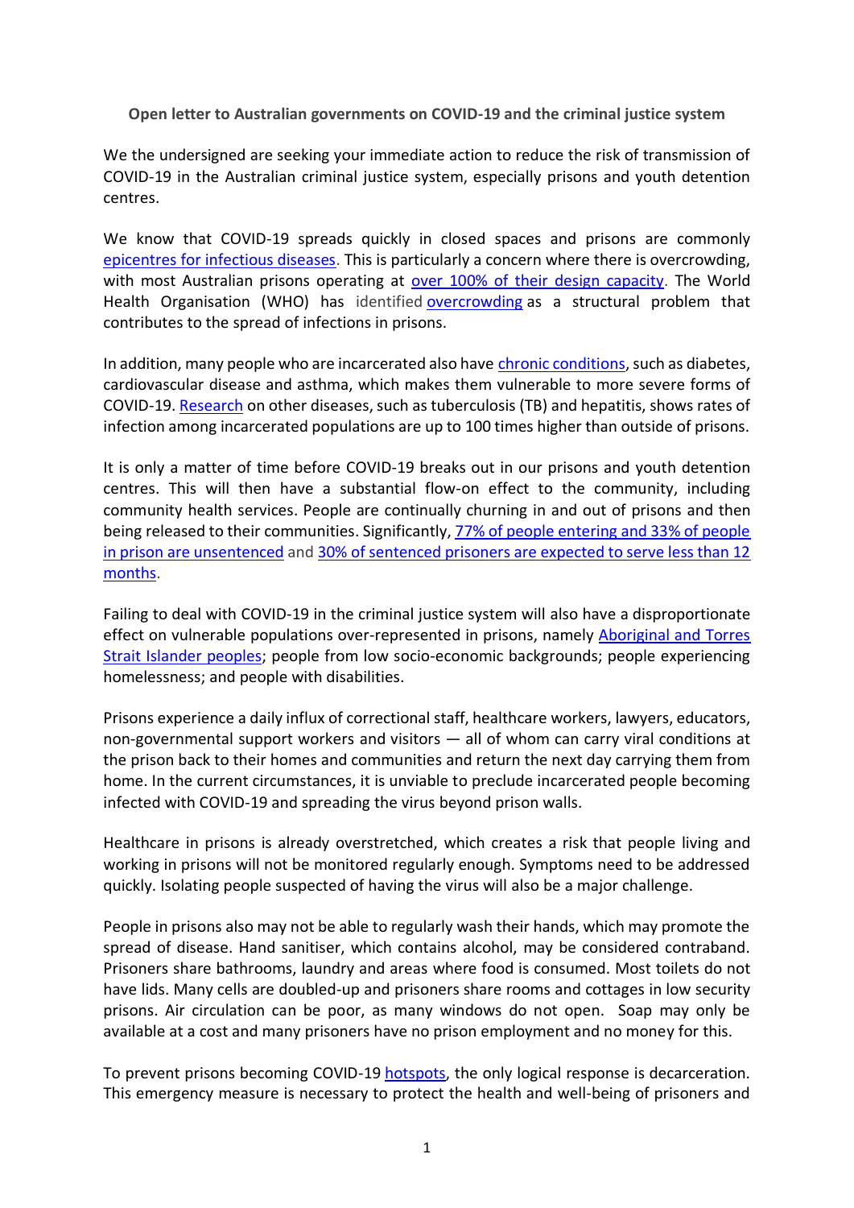**Open letter to Australian governments on COVID-19 and the criminal justice system**

We the undersigned are seeking your immediate action to reduce the risk of transmission of COVID-19 in the Australian criminal justice system, especially prisons and youth detention centres.

We know that COVID-19 spreads quickly in closed spaces and prisons are commonly epicentres for infectious diseases. This is particularly a concern where there is overcrowding, with most Australian prisons operating at over 100% of their design capacity. The World Health Organisation (WHO) has identified overcrowding as a structural problem that contributes to the spread of infections in prisons.

In addition, many people who are incarcerated also have chronic conditions, such as diabetes, cardiovascular disease and asthma, which makes them vulnerable to more severe forms of COVID-19. Research on other diseases, such as tuberculosis (TB) and hepatitis, shows rates of infection among incarcerated populations are up to 100 times higher than outside of prisons.

It is only a matter of time before COVID-19 breaks out in our prisons and youth detention centres. This will then have a substantial flow-on effect to the community, including community health services. People are continually churning in and out of prisons and then being released to their communities. Significantly, 77% of people entering and 33% of people in prison are unsentenced and 30% of sentenced prisoners are expected to serve less than 12 months.

Failing to deal with COVID-19 in the criminal justice system will also have a disproportionate effect on vulnerable populations over-represented in prisons, namely Aboriginal and Torres Strait Islander peoples; people from low socio-economic backgrounds; people experiencing homelessness; and people with disabilities.

Prisons experience a daily influx of correctional staff, healthcare workers, lawyers, educators, non-governmental support workers and visitors — all of whom can carry viral conditions at the prison back to their homes and communities and return the next day carrying them from home. In the current circumstances, it is unviable to preclude incarcerated people becoming infected with COVID-19 and spreading the virus beyond prison walls.

Healthcare in prisons is already overstretched, which creates a risk that people living and working in prisons will not be monitored regularly enough. Symptoms need to be addressed quickly. Isolating people suspected of having the virus will also be a major challenge.

People in prisons also may not be able to regularly wash their hands, which may promote the spread of disease. Hand sanitiser, which contains alcohol, may be considered contraband. Prisoners share bathrooms, laundry and areas where food is consumed. Most toilets do not have lids. Many cells are doubled-up and prisoners share rooms and cottages in low security prisons. Air circulation can be poor, as many windows do not open. Soap may only be available at a cost and many prisoners have no prison employment and no money for this.

To prevent prisons becoming COVID-19 hotspots, the only logical response is decarceration. This emergency measure is necessary to protect the health and well-being of prisoners and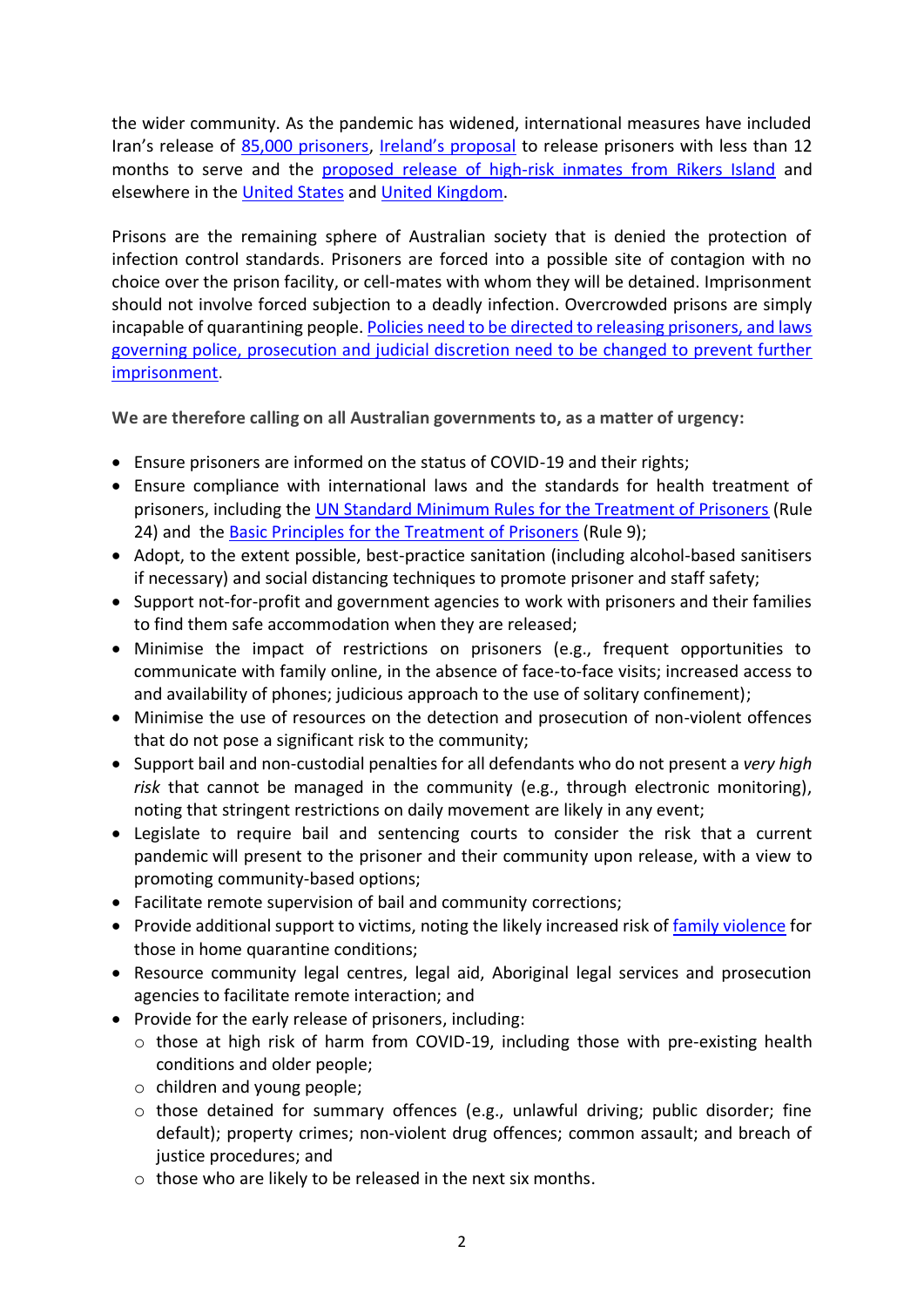the wider community. As the pandemic has widened, international measures have included Iran's release of 85,000 prisoners, Ireland's proposal to release prisoners with less than 12 months to serve and the proposed release of high-risk inmates from Rikers Island and elsewhere in the United States and United Kingdom.

Prisons are the remaining sphere of Australian society that is denied the protection of infection control standards. Prisoners are forced into a possible site of contagion with no choice over the prison facility, or cell-mates with whom they will be detained. Imprisonment should not involve forced subjection to a deadly infection. Overcrowded prisons are simply incapable of quarantining people. Policies need to be directed to releasing prisoners, and laws governing police, prosecution and judicial discretion need to be changed to prevent further imprisonment.

**We are therefore calling on all Australian governments to, as a matter of urgency:**

- Ensure prisoners are informed on the status of COVID-19 and their rights;
- Ensure compliance with international laws and the standards for health treatment of prisoners, including the UN Standard Minimum Rules for the Treatment of Prisoners (Rule 24) and the Basic Principles for the Treatment of Prisoners (Rule 9);
- Adopt, to the extent possible, best-practice sanitation (including alcohol-based sanitisers if necessary) and social distancing techniques to promote prisoner and staff safety;
- Support not-for-profit and government agencies to work with prisoners and their families to find them safe accommodation when they are released;
- Minimise the impact of restrictions on prisoners (e.g., frequent opportunities to communicate with family online, in the absence of face-to-face visits; increased access to and availability of phones; judicious approach to the use of solitary confinement);
- Minimise the use of resources on the detection and prosecution of non-violent offences that do not pose a significant risk to the community;
- Support bail and non-custodial penalties for all defendants who do not present a *very high risk* that cannot be managed in the community (e.g., through electronic monitoring), noting that stringent restrictions on daily movement are likely in any event;
- Legislate to require bail and sentencing courts to consider the risk that a current pandemic will present to the prisoner and their community upon release, with a view to promoting community-based options;
- Facilitate remote supervision of bail and community corrections;
- Provide additional support to victims, noting the likely increased risk of family violence for those in home quarantine conditions;
- Resource community legal centres, legal aid, Aboriginal legal services and prosecution agencies to facilitate remote interaction; and
- Provide for the early release of prisoners, including:
  - those at high risk of harm from COVID-19, including those with pre-existing health conditions and older people;
  - children and young people;
  - those detained for summary offences (e.g., unlawful driving; public disorder; fine default); property crimes; non-violent drug offences; common assault; and breach of justice procedures; and
  - those who are likely to be released in the next six months.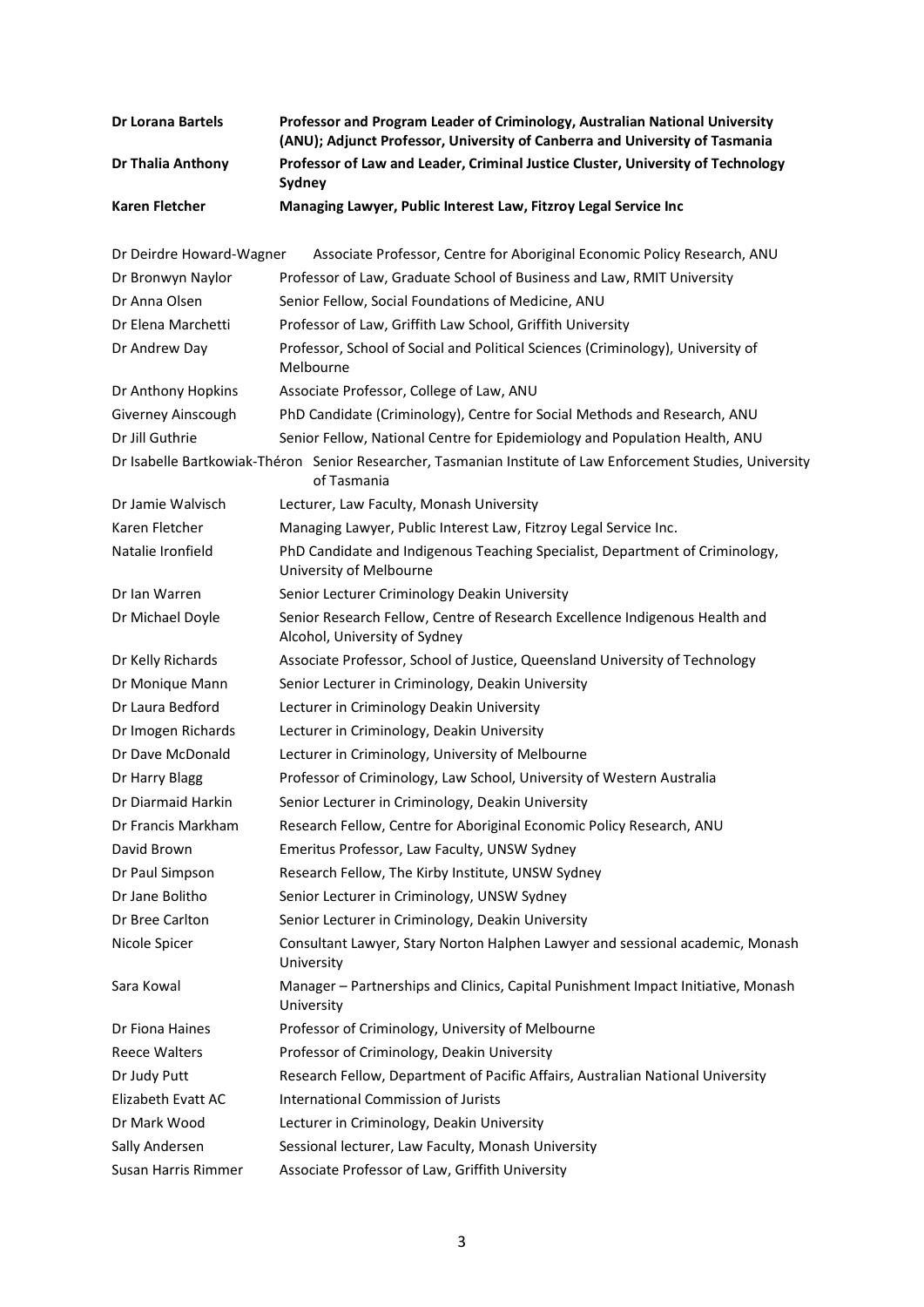| | |
|---|---|
| **Dr Lorana Bartels** | **Professor and Program Leader of Criminology, Australian National University (ANU); Adjunct Professor, University of Canberra and University of Tasmania** |
| **Dr Thalia Anthony** | **Professor of Law and Leader, Criminal Justice Cluster, University of Technology Sydney** |
| **Karen Fletcher** | **Managing Lawyer, Public Interest Law, Fitzroy Legal Service Inc** |

| | |
|---|---|
| Dr Deirdre Howard-Wagner | Associate Professor, Centre for Aboriginal Economic Policy Research, ANU |
| Dr Bronwyn Naylor | Professor of Law, Graduate School of Business and Law, RMIT University |
| Dr Anna Olsen | Senior Fellow, Social Foundations of Medicine, ANU |
| Dr Elena Marchetti | Professor of Law, Griffith Law School, Griffith University |
| Dr Andrew Day | Professor, School of Social and Political Sciences (Criminology), University of Melbourne |
| Dr Anthony Hopkins | Associate Professor, College of Law, ANU |
| Giverney Ainscough | PhD Candidate (Criminology), Centre for Social Methods and Research, ANU |
| Dr Jill Guthrie | Senior Fellow, National Centre for Epidemiology and Population Health, ANU |
| Dr Isabelle Bartkowiak-Théron | Senior Researcher, Tasmanian Institute of Law Enforcement Studies, University of Tasmania |
| Dr Jamie Walvisch | Lecturer, Law Faculty, Monash University |
| Karen Fletcher | Managing Lawyer, Public Interest Law, Fitzroy Legal Service Inc. |
| Natalie Ironfield | PhD Candidate and Indigenous Teaching Specialist, Department of Criminology, University of Melbourne |
| Dr Ian Warren | Senior Lecturer Criminology Deakin University |
| Dr Michael Doyle | Senior Research Fellow, Centre of Research Excellence Indigenous Health and Alcohol, University of Sydney |
| Dr Kelly Richards | Associate Professor, School of Justice, Queensland University of Technology |
| Dr Monique Mann | Senior Lecturer in Criminology, Deakin University |
| Dr Laura Bedford | Lecturer in Criminology Deakin University |
| Dr Imogen Richards | Lecturer in Criminology, Deakin University |
| Dr Dave McDonald | Lecturer in Criminology, University of Melbourne |
| Dr Harry Blagg | Professor of Criminology, Law School, University of Western Australia |
| Dr Diarmaid Harkin | Senior Lecturer in Criminology, Deakin University |
| Dr Francis Markham | Research Fellow, Centre for Aboriginal Economic Policy Research, ANU |
| David Brown | Emeritus Professor, Law Faculty, UNSW Sydney |
| Dr Paul Simpson | Research Fellow, The Kirby Institute, UNSW Sydney |
| Dr Jane Bolitho | Senior Lecturer in Criminology, UNSW Sydney |
| Dr Bree Carlton | Senior Lecturer in Criminology, Deakin University |
| Nicole Spicer | Consultant Lawyer, Stary Norton Halphen Lawyer and sessional academic, Monash University |
| Sara Kowal | Manager – Partnerships and Clinics, Capital Punishment Impact Initiative, Monash University |
| Dr Fiona Haines | Professor of Criminology, University of Melbourne |
| Reece Walters | Professor of Criminology, Deakin University |
| Dr Judy Putt | Research Fellow, Department of Pacific Affairs, Australian National University |
| Elizabeth Evatt AC | International Commission of Jurists |
| Dr Mark Wood | Lecturer in Criminology, Deakin University |
| Sally Andersen | Sessional lecturer, Law Faculty, Monash University |
| Susan Harris Rimmer | Associate Professor of Law, Griffith University |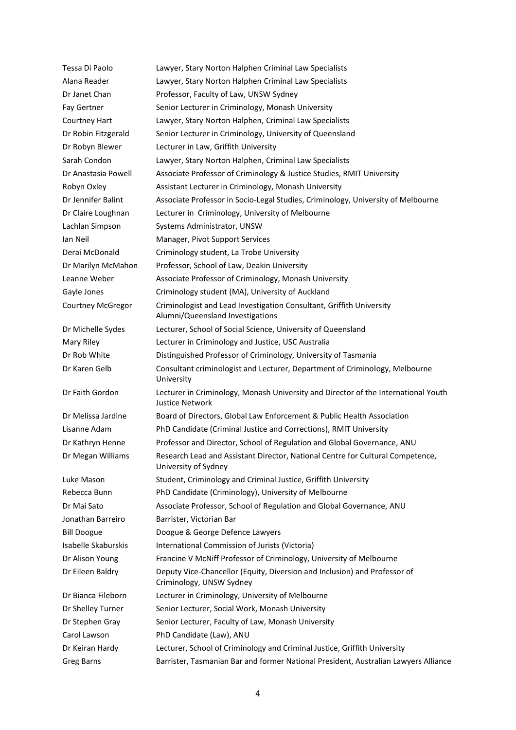| | |
|---|---|
| Tessa Di Paolo | Lawyer, Stary Norton Halphen Criminal Law Specialists |
| Alana Reader | Lawyer, Stary Norton Halphen Criminal Law Specialists |
| Dr Janet Chan | Professor, Faculty of Law, UNSW Sydney |
| Fay Gertner | Senior Lecturer in Criminology, Monash University |
| Courtney Hart | Lawyer, Stary Norton Halphen, Criminal Law Specialists |
| Dr Robin Fitzgerald | Senior Lecturer in Criminology, University of Queensland |
| Dr Robyn Blewer | Lecturer in Law, Griffith University |
| Sarah Condon | Lawyer, Stary Norton Halphen, Criminal Law Specialists |
| Dr Anastasia Powell | Associate Professor of Criminology & Justice Studies, RMIT University |
| Robyn Oxley | Assistant Lecturer in Criminology, Monash University |
| Dr Jennifer Balint | Associate Professor in Socio-Legal Studies, Criminology, University of Melbourne |
| Dr Claire Loughnan | Lecturer in Criminology, University of Melbourne |
| Lachlan Simpson | Systems Administrator, UNSW |
| Ian Neil | Manager, Pivot Support Services |
| Derai McDonald | Criminology student, La Trobe University |
| Dr Marilyn McMahon | Professor, School of Law, Deakin University |
| Leanne Weber | Associate Professor of Criminology, Monash University |
| Gayle Jones | Criminology student (MA), University of Auckland |
| Courtney McGregor | Criminologist and Lead Investigation Consultant, Griffith University Alumni/Queensland Investigations |
| Dr Michelle Sydes | Lecturer, School of Social Science, University of Queensland |
| Mary Riley | Lecturer in Criminology and Justice, USC Australia |
| Dr Rob White | Distinguished Professor of Criminology, University of Tasmania |
| Dr Karen Gelb | Consultant criminologist and Lecturer, Department of Criminology, Melbourne University |
| Dr Faith Gordon | Lecturer in Criminology, Monash University and Director of the International Youth Justice Network |
| Dr Melissa Jardine | Board of Directors, Global Law Enforcement & Public Health Association |
| Lisanne Adam | PhD Candidate (Criminal Justice and Corrections), RMIT University |
| Dr Kathryn Henne | Professor and Director, School of Regulation and Global Governance, ANU |
| Dr Megan Williams | Research Lead and Assistant Director, National Centre for Cultural Competence, University of Sydney |
| Luke Mason | Student, Criminology and Criminal Justice, Griffith University |
| Rebecca Bunn | PhD Candidate (Criminology), University of Melbourne |
| Dr Mai Sato | Associate Professor, School of Regulation and Global Governance, ANU |
| Jonathan Barreiro | Barrister, Victorian Bar |
| Bill Doogue | Doogue & George Defence Lawyers |
| Isabelle Skaburskis | International Commission of Jurists (Victoria) |
| Dr Alison Young | Francine V McNiff Professor of Criminology, University of Melbourne |
| Dr Eileen Baldry | Deputy Vice-Chancellor (Equity, Diversion and Inclusion) and Professor of Criminology, UNSW Sydney |
| Dr Bianca Fileborn | Lecturer in Criminology, University of Melbourne |
| Dr Shelley Turner | Senior Lecturer, Social Work, Monash University |
| Dr Stephen Gray | Senior Lecturer, Faculty of Law, Monash University |
| Carol Lawson | PhD Candidate (Law), ANU |
| Dr Keiran Hardy | Lecturer, School of Criminology and Criminal Justice, Griffith University |
| Greg Barns | Barrister, Tasmanian Bar and former National President, Australian Lawyers Alliance |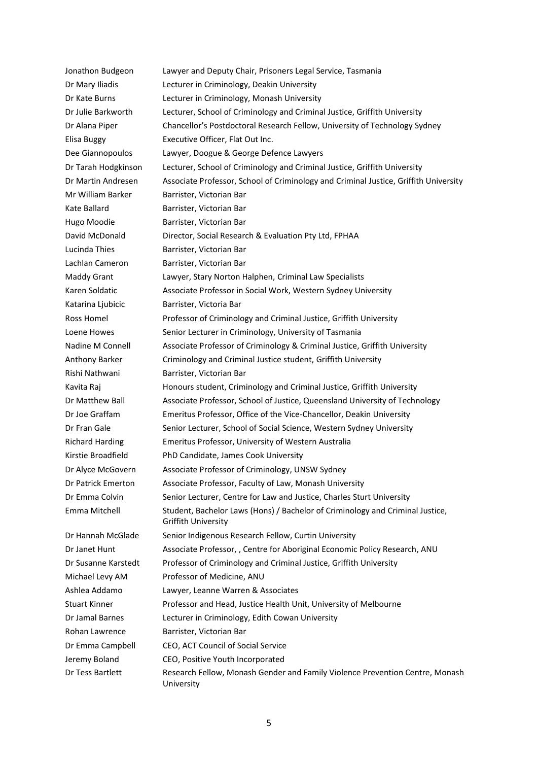| | |
|---|---|
| Jonathon Budgeon | Lawyer and Deputy Chair, Prisoners Legal Service, Tasmania |
| Dr Mary Iliadis | Lecturer in Criminology, Deakin University |
| Dr Kate Burns | Lecturer in Criminology, Monash University |
| Dr Julie Barkworth | Lecturer, School of Criminology and Criminal Justice, Griffith University |
| Dr Alana Piper | Chancellor's Postdoctoral Research Fellow, University of Technology Sydney |
| Elisa Buggy | Executive Officer, Flat Out Inc. |
| Dee Giannopoulos | Lawyer, Doogue & George Defence Lawyers |
| Dr Tarah Hodgkinson | Lecturer, School of Criminology and Criminal Justice, Griffith University |
| Dr Martin Andresen | Associate Professor, School of Criminology and Criminal Justice, Griffith University |
| Mr William Barker | Barrister, Victorian Bar |
| Kate Ballard | Barrister, Victorian Bar |
| Hugo Moodie | Barrister, Victorian Bar |
| David McDonald | Director, Social Research & Evaluation Pty Ltd, FPHAA |
| Lucinda Thies | Barrister, Victorian Bar |
| Lachlan Cameron | Barrister, Victorian Bar |
| Maddy Grant | Lawyer, Stary Norton Halphen, Criminal Law Specialists |
| Karen Soldatic | Associate Professor in Social Work, Western Sydney University |
| Katarina Ljubicic | Barrister, Victoria Bar |
| Ross Homel | Professor of Criminology and Criminal Justice, Griffith University |
| Loene Howes | Senior Lecturer in Criminology, University of Tasmania |
| Nadine M Connell | Associate Professor of Criminology & Criminal Justice, Griffith University |
| Anthony Barker | Criminology and Criminal Justice student, Griffith University |
| Rishi Nathwani | Barrister, Victorian Bar |
| Kavita Raj | Honours student, Criminology and Criminal Justice, Griffith University |
| Dr Matthew Ball | Associate Professor, School of Justice, Queensland University of Technology |
| Dr Joe Graffam | Emeritus Professor, Office of the Vice-Chancellor, Deakin University |
| Dr Fran Gale | Senior Lecturer, School of Social Science, Western Sydney University |
| Richard Harding | Emeritus Professor, University of Western Australia |
| Kirstie Broadfield | PhD Candidate, James Cook University |
| Dr Alyce McGovern | Associate Professor of Criminology, UNSW Sydney |
| Dr Patrick Emerton | Associate Professor, Faculty of Law, Monash University |
| Dr Emma Colvin | Senior Lecturer, Centre for Law and Justice, Charles Sturt University |
| Emma Mitchell | Student, Bachelor Laws (Hons) / Bachelor of Criminology and Criminal Justice, Griffith University |
| Dr Hannah McGlade | Senior Indigenous Research Fellow, Curtin University |
| Dr Janet Hunt | Associate Professor, , Centre for Aboriginal Economic Policy Research, ANU |
| Dr Susanne Karstedt | Professor of Criminology and Criminal Justice, Griffith University |
| Michael Levy AM | Professor of Medicine, ANU |
| Ashlea Addamo | Lawyer, Leanne Warren & Associates |
| Stuart Kinner | Professor and Head, Justice Health Unit, University of Melbourne |
| Dr Jamal Barnes | Lecturer in Criminology, Edith Cowan University |
| Rohan Lawrence | Barrister, Victorian Bar |
| Dr Emma Campbell | CEO, ACT Council of Social Service |
| Jeremy Boland | CEO, Positive Youth Incorporated |
| Dr Tess Bartlett | Research Fellow, Monash Gender and Family Violence Prevention Centre, Monash University |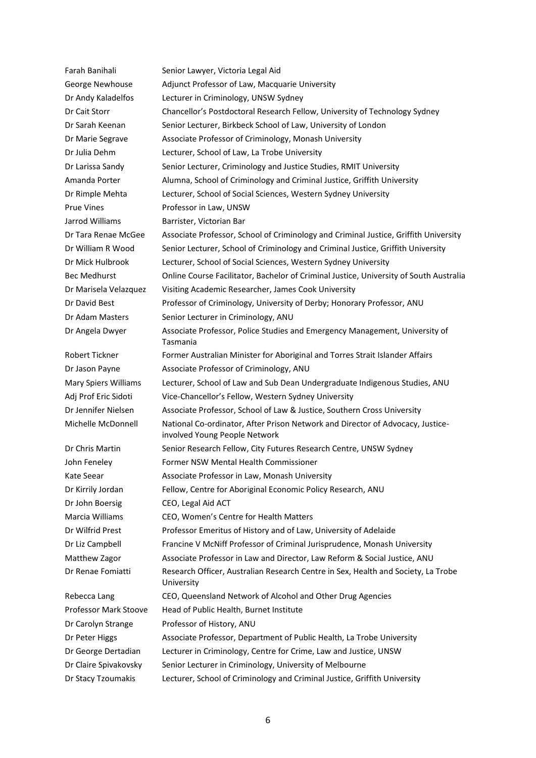| | |
|---|---|
| Farah Banihali | Senior Lawyer, Victoria Legal Aid |
| George Newhouse | Adjunct Professor of Law, Macquarie University |
| Dr Andy Kaladelfos | Lecturer in Criminology, UNSW Sydney |
| Dr Cait Storr | Chancellor's Postdoctoral Research Fellow, University of Technology Sydney |
| Dr Sarah Keenan | Senior Lecturer, Birkbeck School of Law, University of London |
| Dr Marie Segrave | Associate Professor of Criminology, Monash University |
| Dr Julia Dehm | Lecturer, School of Law, La Trobe University |
| Dr Larissa Sandy | Senior Lecturer, Criminology and Justice Studies, RMIT University |
| Amanda Porter | Alumna, School of Criminology and Criminal Justice, Griffith University |
| Dr Rimple Mehta | Lecturer, School of Social Sciences, Western Sydney University |
| Prue Vines | Professor in Law, UNSW |
| Jarrod Williams | Barrister, Victorian Bar |
| Dr Tara Renae McGee | Associate Professor, School of Criminology and Criminal Justice, Griffith University |
| Dr William R Wood | Senior Lecturer, School of Criminology and Criminal Justice, Griffith University |
| Dr Mick Hulbrook | Lecturer, School of Social Sciences, Western Sydney University |
| Bec Medhurst | Online Course Facilitator, Bachelor of Criminal Justice, University of South Australia |
| Dr Marisela Velazquez | Visiting Academic Researcher, James Cook University |
| Dr David Best | Professor of Criminology, University of Derby; Honorary Professor, ANU |
| Dr Adam Masters | Senior Lecturer in Criminology, ANU |
| Dr Angela Dwyer | Associate Professor, Police Studies and Emergency Management, University of Tasmania |
| Robert Tickner | Former Australian Minister for Aboriginal and Torres Strait Islander Affairs |
| Dr Jason Payne | Associate Professor of Criminology, ANU |
| Mary Spiers Williams | Lecturer, School of Law and Sub Dean Undergraduate Indigenous Studies, ANU |
| Adj Prof Eric Sidoti | Vice-Chancellor's Fellow, Western Sydney University |
| Dr Jennifer Nielsen | Associate Professor, School of Law & Justice, Southern Cross University |
| Michelle McDonnell | National Co-ordinator, After Prison Network and Director of Advocacy, Justice-involved Young People Network |
| Dr Chris Martin | Senior Research Fellow, City Futures Research Centre, UNSW Sydney |
| John Feneley | Former NSW Mental Health Commissioner |
| Kate Seear | Associate Professor in Law, Monash University |
| Dr Kirrily Jordan | Fellow, Centre for Aboriginal Economic Policy Research, ANU |
| Dr John Boersig | CEO, Legal Aid ACT |
| Marcia Williams | CEO, Women's Centre for Health Matters |
| Dr Wilfrid Prest | Professor Emeritus of History and of Law, University of Adelaide |
| Dr Liz Campbell | Francine V McNiff Professor of Criminal Jurisprudence, Monash University |
| Matthew Zagor | Associate Professor in Law and Director, Law Reform & Social Justice, ANU |
| Dr Renae Fomiatti | Research Officer, Australian Research Centre in Sex, Health and Society, La Trobe University |
| Rebecca Lang | CEO, Queensland Network of Alcohol and Other Drug Agencies |
| Professor Mark Stoove | Head of Public Health, Burnet Institute |
| Dr Carolyn Strange | Professor of History, ANU |
| Dr Peter Higgs | Associate Professor, Department of Public Health, La Trobe University |
| Dr George Dertadian | Lecturer in Criminology, Centre for Crime, Law and Justice, UNSW |
| Dr Claire Spivakovsky | Senior Lecturer in Criminology, University of Melbourne |
| Dr Stacy Tzoumakis | Lecturer, School of Criminology and Criminal Justice, Griffith University |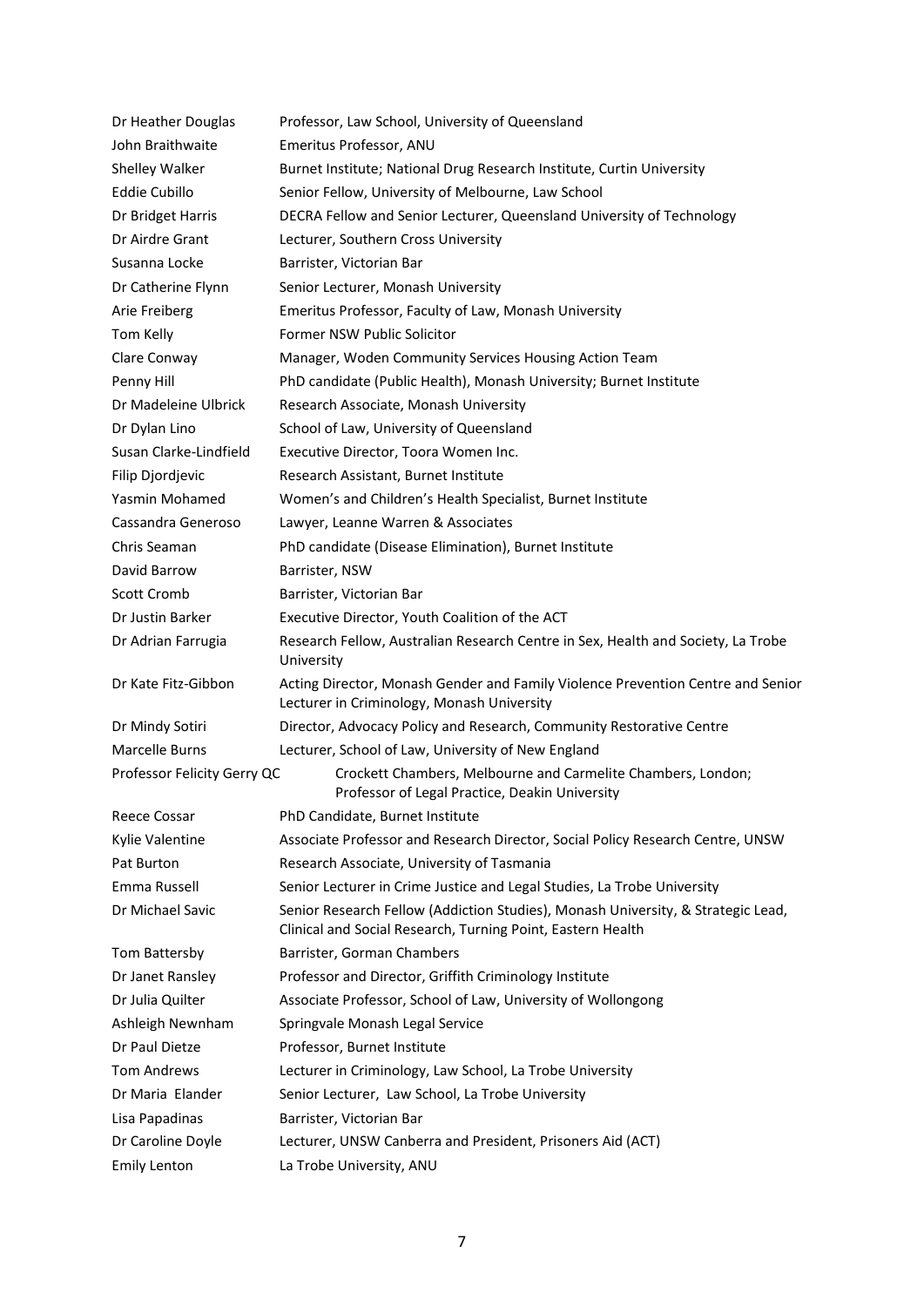| | |
|---|---|
| Dr Heather Douglas | Professor, Law School, University of Queensland |
| John Braithwaite | Emeritus Professor, ANU |
| Shelley Walker | Burnet Institute; National Drug Research Institute, Curtin University |
| Eddie Cubillo | Senior Fellow, University of Melbourne, Law School |
| Dr Bridget Harris | DECRA Fellow and Senior Lecturer, Queensland University of Technology |
| Dr Airdre Grant | Lecturer, Southern Cross University |
| Susanna Locke | Barrister, Victorian Bar |
| Dr Catherine Flynn | Senior Lecturer, Monash University |
| Arie Freiberg | Emeritus Professor, Faculty of Law, Monash University |
| Tom Kelly | Former NSW Public Solicitor |
| Clare Conway | Manager, Woden Community Services Housing Action Team |
| Penny Hill | PhD candidate (Public Health), Monash University; Burnet Institute |
| Dr Madeleine Ulbrick | Research Associate, Monash University |
| Dr Dylan Lino | School of Law, University of Queensland |
| Susan Clarke-Lindfield | Executive Director, Toora Women Inc. |
| Filip Djordjevic | Research Assistant, Burnet Institute |
| Yasmin Mohamed | Women's and Children's Health Specialist, Burnet Institute |
| Cassandra Generoso | Lawyer, Leanne Warren & Associates |
| Chris Seaman | PhD candidate (Disease Elimination), Burnet Institute |
| David Barrow | Barrister, NSW |
| Scott Cromb | Barrister, Victorian Bar |
| Dr Justin Barker | Executive Director, Youth Coalition of the ACT |
| Dr Adrian Farrugia | Research Fellow, Australian Research Centre in Sex, Health and Society, La Trobe University |
| Dr Kate Fitz-Gibbon | Acting Director, Monash Gender and Family Violence Prevention Centre and Senior Lecturer in Criminology, Monash University |
| Dr Mindy Sotiri | Director, Advocacy Policy and Research, Community Restorative Centre |
| Marcelle Burns | Lecturer, School of Law, University of New England |
| Professor Felicity Gerry QC | Crockett Chambers, Melbourne and Carmelite Chambers, London; Professor of Legal Practice, Deakin University |
| Reece Cossar | PhD Candidate, Burnet Institute |
| Kylie Valentine | Associate Professor and Research Director, Social Policy Research Centre, UNSW |
| Pat Burton | Research Associate, University of Tasmania |
| Emma Russell | Senior Lecturer in Crime Justice and Legal Studies, La Trobe University |
| Dr Michael Savic | Senior Research Fellow (Addiction Studies), Monash University, & Strategic Lead, Clinical and Social Research, Turning Point, Eastern Health |
| Tom Battersby | Barrister, Gorman Chambers |
| Dr Janet Ransley | Professor and Director, Griffith Criminology Institute |
| Dr Julia Quilter | Associate Professor, School of Law, University of Wollongong |
| Ashleigh Newnham | Springvale Monash Legal Service |
| Dr Paul Dietze | Professor, Burnet Institute |
| Tom Andrews | Lecturer in Criminology, Law School, La Trobe University |
| Dr Maria Elander | Senior Lecturer, Law School, La Trobe University |
| Lisa Papadinas | Barrister, Victorian Bar |
| Dr Caroline Doyle | Lecturer, UNSW Canberra and President, Prisoners Aid (ACT) |
| Emily Lenton | La Trobe University, ANU |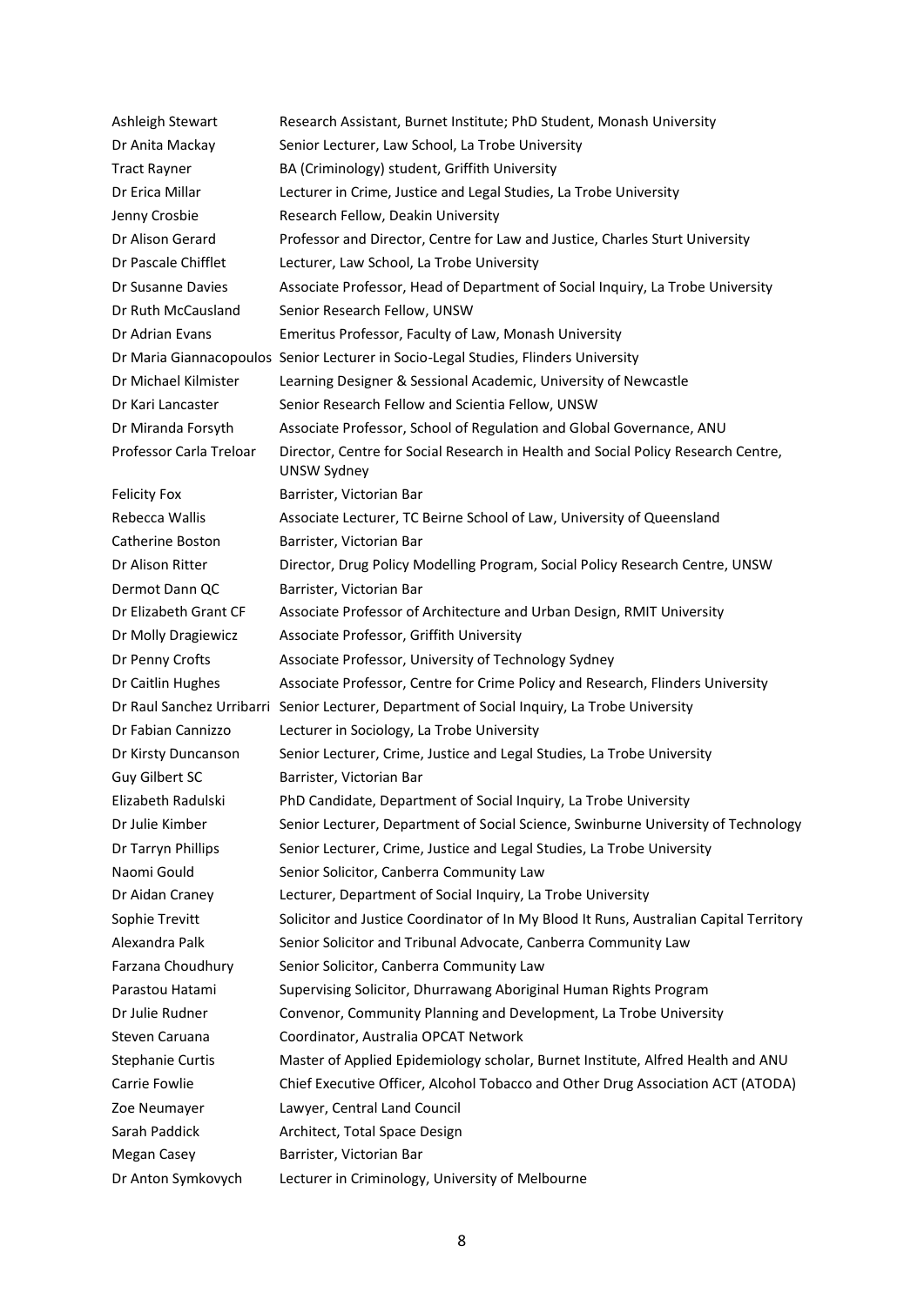| | |
|---|---|
| Ashleigh Stewart | Research Assistant, Burnet Institute; PhD Student, Monash University |
| Dr Anita Mackay | Senior Lecturer, Law School, La Trobe University |
| Tract Rayner | BA (Criminology) student, Griffith University |
| Dr Erica Millar | Lecturer in Crime, Justice and Legal Studies, La Trobe University |
| Jenny Crosbie | Research Fellow, Deakin University |
| Dr Alison Gerard | Professor and Director, Centre for Law and Justice, Charles Sturt University |
| Dr Pascale Chifflet | Lecturer, Law School, La Trobe University |
| Dr Susanne Davies | Associate Professor, Head of Department of Social Inquiry, La Trobe University |
| Dr Ruth McCausland | Senior Research Fellow, UNSW |
| Dr Adrian Evans | Emeritus Professor, Faculty of Law, Monash University |
| Dr Maria Giannacopoulos | Senior Lecturer in Socio-Legal Studies, Flinders University |
| Dr Michael Kilmister | Learning Designer & Sessional Academic, University of Newcastle |
| Dr Kari Lancaster | Senior Research Fellow and Scientia Fellow, UNSW |
| Dr Miranda Forsyth | Associate Professor, School of Regulation and Global Governance, ANU |
| Professor Carla Treloar | Director, Centre for Social Research in Health and Social Policy Research Centre, UNSW Sydney |
| Felicity Fox | Barrister, Victorian Bar |
| Rebecca Wallis | Associate Lecturer, TC Beirne School of Law, University of Queensland |
| Catherine Boston | Barrister, Victorian Bar |
| Dr Alison Ritter | Director, Drug Policy Modelling Program, Social Policy Research Centre, UNSW |
| Dermot Dann QC | Barrister, Victorian Bar |
| Dr Elizabeth Grant CF | Associate Professor of Architecture and Urban Design, RMIT University |
| Dr Molly Dragiewicz | Associate Professor, Griffith University |
| Dr Penny Crofts | Associate Professor, University of Technology Sydney |
| Dr Caitlin Hughes | Associate Professor, Centre for Crime Policy and Research, Flinders University |
| Dr Raul Sanchez Urribarri | Senior Lecturer, Department of Social Inquiry, La Trobe University |
| Dr Fabian Cannizzo | Lecturer in Sociology, La Trobe University |
| Dr Kirsty Duncanson | Senior Lecturer, Crime, Justice and Legal Studies, La Trobe University |
| Guy Gilbert SC | Barrister, Victorian Bar |
| Elizabeth Radulski | PhD Candidate, Department of Social Inquiry, La Trobe University |
| Dr Julie Kimber | Senior Lecturer, Department of Social Science, Swinburne University of Technology |
| Dr Tarryn Phillips | Senior Lecturer, Crime, Justice and Legal Studies, La Trobe University |
| Naomi Gould | Senior Solicitor, Canberra Community Law |
| Dr Aidan Craney | Lecturer, Department of Social Inquiry, La Trobe University |
| Sophie Trevitt | Solicitor and Justice Coordinator of In My Blood It Runs, Australian Capital Territory |
| Alexandra Palk | Senior Solicitor and Tribunal Advocate, Canberra Community Law |
| Farzana Choudhury | Senior Solicitor, Canberra Community Law |
| Parastou Hatami | Supervising Solicitor, Dhurrawang Aboriginal Human Rights Program |
| Dr Julie Rudner | Convenor, Community Planning and Development, La Trobe University |
| Steven Caruana | Coordinator, Australia OPCAT Network |
| Stephanie Curtis | Master of Applied Epidemiology scholar, Burnet Institute, Alfred Health and ANU |
| Carrie Fowlie | Chief Executive Officer, Alcohol Tobacco and Other Drug Association ACT (ATODA) |
| Zoe Neumayer | Lawyer, Central Land Council |
| Sarah Paddick | Architect, Total Space Design |
| Megan Casey | Barrister, Victorian Bar |
| Dr Anton Symkovych | Lecturer in Criminology, University of Melbourne |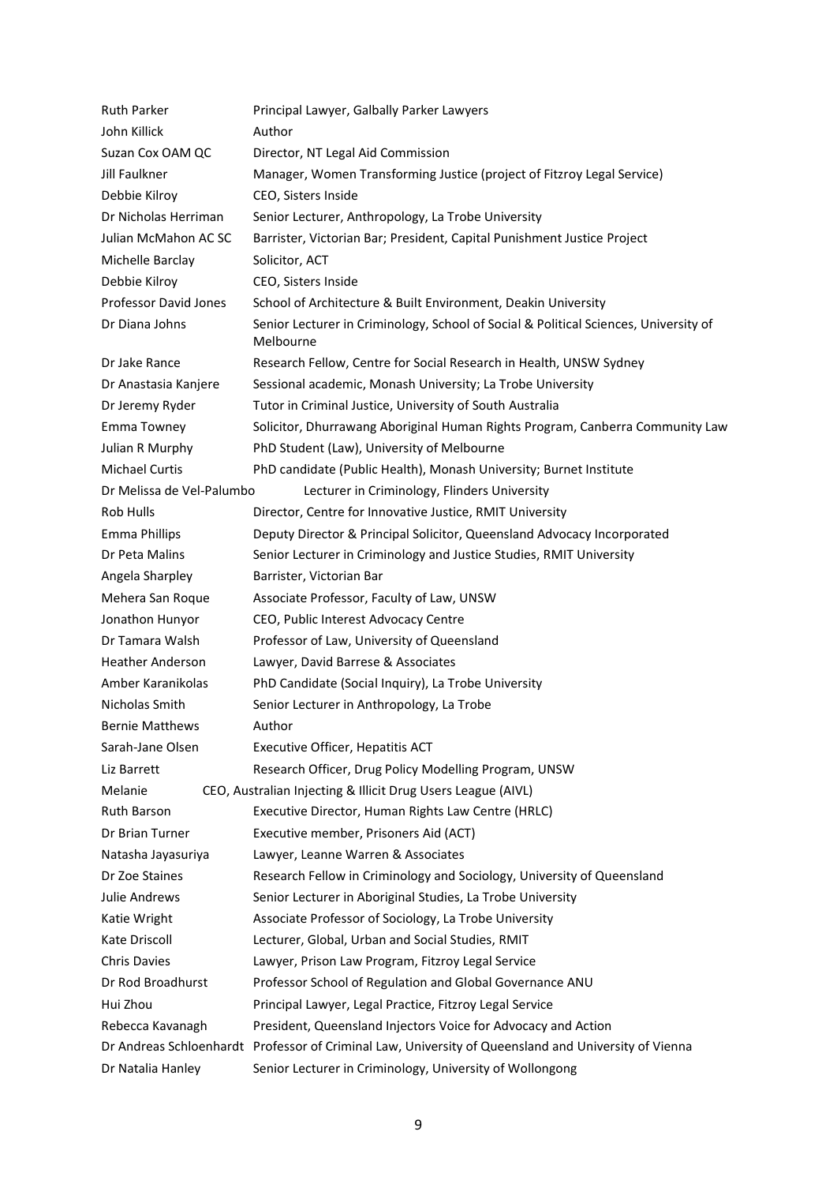| | |
|---|---|
| Ruth Parker | Principal Lawyer, Galbally Parker Lawyers |
| John Killick | Author |
| Suzan Cox OAM QC | Director, NT Legal Aid Commission |
| Jill Faulkner | Manager, Women Transforming Justice (project of Fitzroy Legal Service) |
| Debbie Kilroy | CEO, Sisters Inside |
| Dr Nicholas Herriman | Senior Lecturer, Anthropology, La Trobe University |
| Julian McMahon AC SC | Barrister, Victorian Bar; President, Capital Punishment Justice Project |
| Michelle Barclay | Solicitor, ACT |
| Debbie Kilroy | CEO, Sisters Inside |
| Professor David Jones | School of Architecture & Built Environment, Deakin University |
| Dr Diana Johns | Senior Lecturer in Criminology, School of Social & Political Sciences, University of Melbourne |
| Dr Jake Rance | Research Fellow, Centre for Social Research in Health, UNSW Sydney |
| Dr Anastasia Kanjere | Sessional academic, Monash University; La Trobe University |
| Dr Jeremy Ryder | Tutor in Criminal Justice, University of South Australia |
| Emma Towney | Solicitor, Dhurrawang Aboriginal Human Rights Program, Canberra Community Law |
| Julian R Murphy | PhD Student (Law), University of Melbourne |
| Michael Curtis | PhD candidate (Public Health), Monash University; Burnet Institute |
| Dr Melissa de Vel-Palumbo | Lecturer in Criminology, Flinders University |
| Rob Hulls | Director, Centre for Innovative Justice, RMIT University |
| Emma Phillips | Deputy Director & Principal Solicitor, Queensland Advocacy Incorporated |
| Dr Peta Malins | Senior Lecturer in Criminology and Justice Studies, RMIT University |
| Angela Sharpley | Barrister, Victorian Bar |
| Mehera San Roque | Associate Professor, Faculty of Law, UNSW |
| Jonathon Hunyor | CEO, Public Interest Advocacy Centre |
| Dr Tamara Walsh | Professor of Law, University of Queensland |
| Heather Anderson | Lawyer, David Barrese & Associates |
| Amber Karanikolas | PhD Candidate (Social Inquiry), La Trobe University |
| Nicholas Smith | Senior Lecturer in Anthropology, La Trobe |
| Bernie Matthews | Author |
| Sarah-Jane Olsen | Executive Officer, Hepatitis ACT |
| Liz Barrett | Research Officer, Drug Policy Modelling Program, UNSW |
| Melanie | CEO, Australian Injecting & Illicit Drug Users League (AIVL) |
| Ruth Barson | Executive Director, Human Rights Law Centre (HRLC) |
| Dr Brian Turner | Executive member, Prisoners Aid (ACT) |
| Natasha Jayasuriya | Lawyer, Leanne Warren & Associates |
| Dr Zoe Staines | Research Fellow in Criminology and Sociology, University of Queensland |
| Julie Andrews | Senior Lecturer in Aboriginal Studies, La Trobe University |
| Katie Wright | Associate Professor of Sociology, La Trobe University |
| Kate Driscoll | Lecturer, Global, Urban and Social Studies, RMIT |
| Chris Davies | Lawyer, Prison Law Program, Fitzroy Legal Service |
| Dr Rod Broadhurst | Professor School of Regulation and Global Governance ANU |
| Hui Zhou | Principal Lawyer, Legal Practice, Fitzroy Legal Service |
| Rebecca Kavanagh | President, Queensland Injectors Voice for Advocacy and Action |
| Dr Andreas Schloenhardt | Professor of Criminal Law, University of Queensland and University of Vienna |
| Dr Natalia Hanley | Senior Lecturer in Criminology, University of Wollongong |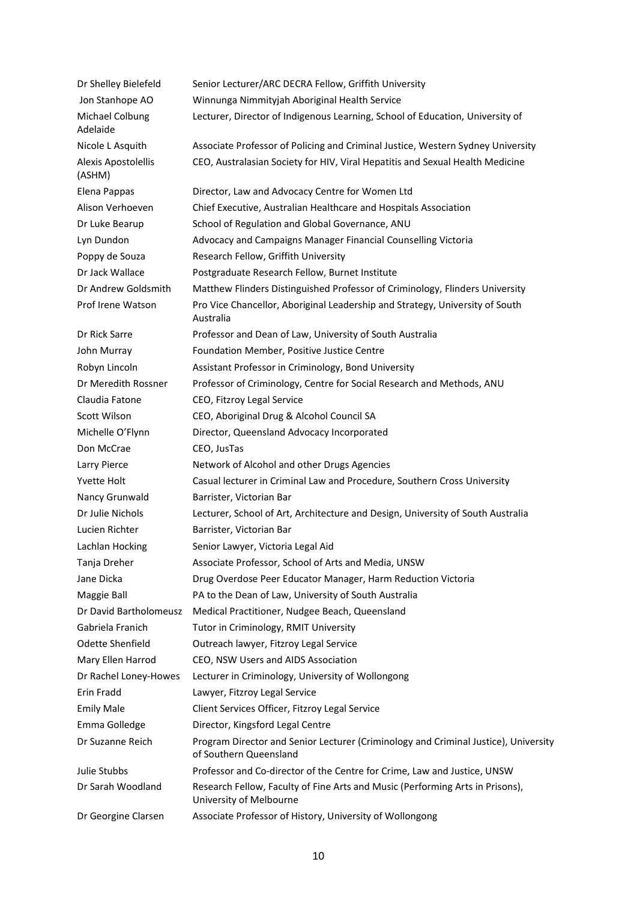| | |
|---|---|
| Dr Shelley Bielefeld | Senior Lecturer/ARC DECRA Fellow, Griffith University |
| Jon Stanhope AO | Winnunga Nimmityjah Aboriginal Health Service |
| Michael Colbung | Lecturer, Director of Indigenous Learning, School of Education, University of Adelaide |
| Nicole L Asquith | Associate Professor of Policing and Criminal Justice, Western Sydney University |
| Alexis Apostolellis (ASHM) | CEO, Australasian Society for HIV, Viral Hepatitis and Sexual Health Medicine |
| Elena Pappas | Director, Law and Advocacy Centre for Women Ltd |
| Alison Verhoeven | Chief Executive, Australian Healthcare and Hospitals Association |
| Dr Luke Bearup | School of Regulation and Global Governance, ANU |
| Lyn Dundon | Advocacy and Campaigns Manager Financial Counselling Victoria |
| Poppy de Souza | Research Fellow, Griffith University |
| Dr Jack Wallace | Postgraduate Research Fellow, Burnet Institute |
| Dr Andrew Goldsmith | Matthew Flinders Distinguished Professor of Criminology, Flinders University |
| Prof Irene Watson | Pro Vice Chancellor, Aboriginal Leadership and Strategy, University of South Australia |
| Dr Rick Sarre | Professor and Dean of Law, University of South Australia |
| John Murray | Foundation Member, Positive Justice Centre |
| Robyn Lincoln | Assistant Professor in Criminology, Bond University |
| Dr Meredith Rossner | Professor of Criminology, Centre for Social Research and Methods, ANU |
| Claudia Fatone | CEO, Fitzroy Legal Service |
| Scott Wilson | CEO, Aboriginal Drug & Alcohol Council SA |
| Michelle O'Flynn | Director, Queensland Advocacy Incorporated |
| Don McCrae | CEO, JusTas |
| Larry Pierce | Network of Alcohol and other Drugs Agencies |
| Yvette Holt | Casual lecturer in Criminal Law and Procedure, Southern Cross University |
| Nancy Grunwald | Barrister, Victorian Bar |
| Dr Julie Nichols | Lecturer, School of Art, Architecture and Design, University of South Australia |
| Lucien Richter | Barrister, Victorian Bar |
| Lachlan Hocking | Senior Lawyer, Victoria Legal Aid |
| Tanja Dreher | Associate Professor, School of Arts and Media, UNSW |
| Jane Dicka | Drug Overdose Peer Educator Manager, Harm Reduction Victoria |
| Maggie Ball | PA to the Dean of Law, University of South Australia |
| Dr David Bartholomeusz | Medical Practitioner, Nudgee Beach, Queensland |
| Gabriela Franich | Tutor in Criminology, RMIT University |
| Odette Shenfield | Outreach lawyer, Fitzroy Legal Service |
| Mary Ellen Harrod | CEO, NSW Users and AIDS Association |
| Dr Rachel Loney-Howes | Lecturer in Criminology, University of Wollongong |
| Erin Fradd | Lawyer, Fitzroy Legal Service |
| Emily Male | Client Services Officer, Fitzroy Legal Service |
| Emma Golledge | Director, Kingsford Legal Centre |
| Dr Suzanne Reich | Program Director and Senior Lecturer (Criminology and Criminal Justice), University of Southern Queensland |
| Julie Stubbs | Professor and Co-director of the Centre for Crime, Law and Justice, UNSW |
| Dr Sarah Woodland | Research Fellow, Faculty of Fine Arts and Music (Performing Arts in Prisons), University of Melbourne |
| Dr Georgine Clarsen | Associate Professor of History, University of Wollongong |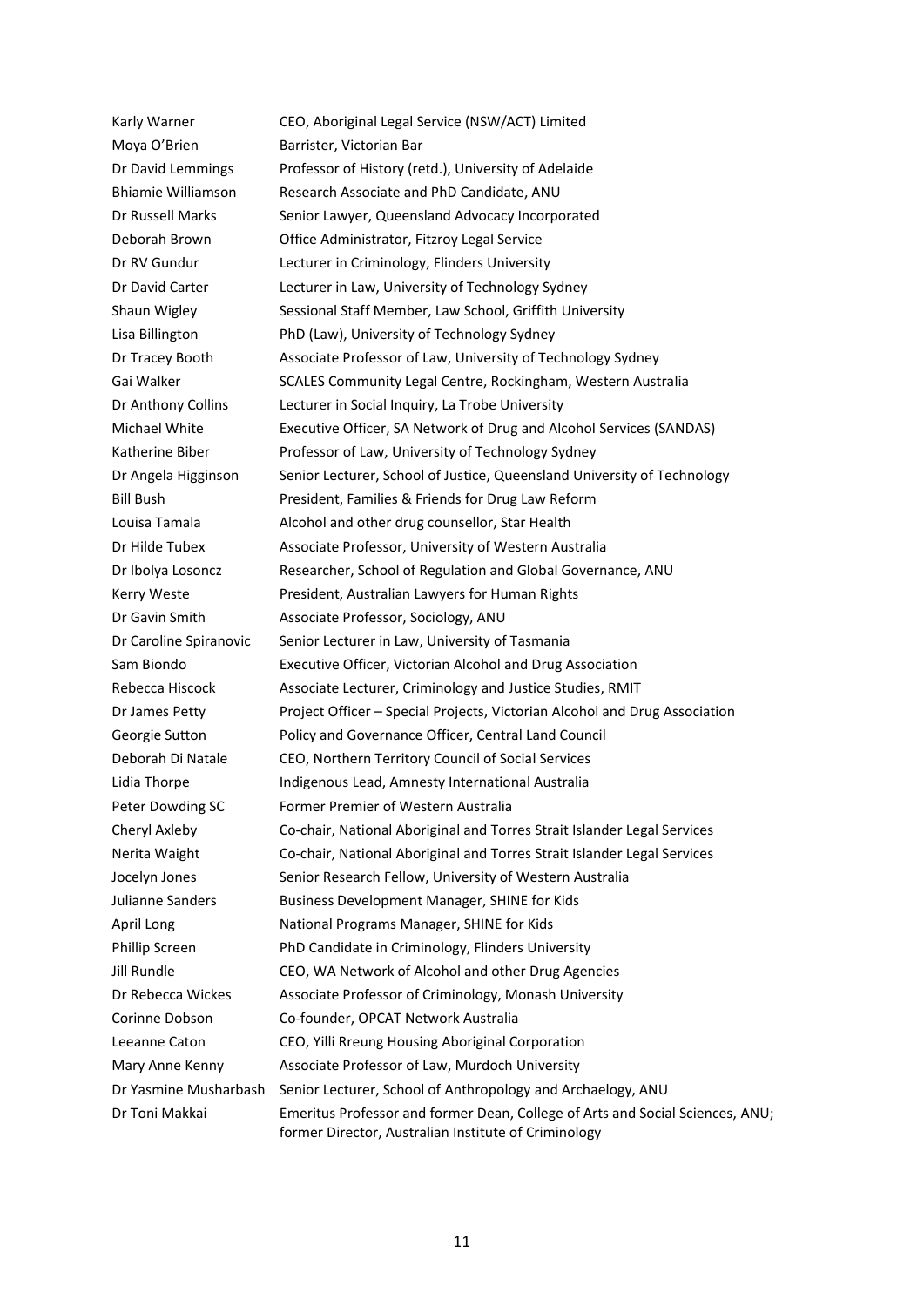| | |
|---|---|
| Karly Warner | CEO, Aboriginal Legal Service (NSW/ACT) Limited |
| Moya O'Brien | Barrister, Victorian Bar |
| Dr David Lemmings | Professor of History (retd.), University of Adelaide |
| Bhiamie Williamson | Research Associate and PhD Candidate, ANU |
| Dr Russell Marks | Senior Lawyer, Queensland Advocacy Incorporated |
| Deborah Brown | Office Administrator, Fitzroy Legal Service |
| Dr RV Gundur | Lecturer in Criminology, Flinders University |
| Dr David Carter | Lecturer in Law, University of Technology Sydney |
| Shaun Wigley | Sessional Staff Member, Law School, Griffith University |
| Lisa Billington | PhD (Law), University of Technology Sydney |
| Dr Tracey Booth | Associate Professor of Law, University of Technology Sydney |
| Gai Walker | SCALES Community Legal Centre, Rockingham, Western Australia |
| Dr Anthony Collins | Lecturer in Social Inquiry, La Trobe University |
| Michael White | Executive Officer, SA Network of Drug and Alcohol Services (SANDAS) |
| Katherine Biber | Professor of Law, University of Technology Sydney |
| Dr Angela Higginson | Senior Lecturer, School of Justice, Queensland University of Technology |
| Bill Bush | President, Families & Friends for Drug Law Reform |
| Louisa Tamala | Alcohol and other drug counsellor, Star Health |
| Dr Hilde Tubex | Associate Professor, University of Western Australia |
| Dr Ibolya Losoncz | Researcher, School of Regulation and Global Governance, ANU |
| Kerry Weste | President, Australian Lawyers for Human Rights |
| Dr Gavin Smith | Associate Professor, Sociology, ANU |
| Dr Caroline Spiranovic | Senior Lecturer in Law, University of Tasmania |
| Sam Biondo | Executive Officer, Victorian Alcohol and Drug Association |
| Rebecca Hiscock | Associate Lecturer, Criminology and Justice Studies, RMIT |
| Dr James Petty | Project Officer – Special Projects, Victorian Alcohol and Drug Association |
| Georgie Sutton | Policy and Governance Officer, Central Land Council |
| Deborah Di Natale | CEO, Northern Territory Council of Social Services |
| Lidia Thorpe | Indigenous Lead, Amnesty International Australia |
| Peter Dowding SC | Former Premier of Western Australia |
| Cheryl Axleby | Co-chair, National Aboriginal and Torres Strait Islander Legal Services |
| Nerita Waight | Co-chair, National Aboriginal and Torres Strait Islander Legal Services |
| Jocelyn Jones | Senior Research Fellow, University of Western Australia |
| Julianne Sanders | Business Development Manager, SHINE for Kids |
| April Long | National Programs Manager, SHINE for Kids |
| Phillip Screen | PhD Candidate in Criminology, Flinders University |
| Jill Rundle | CEO, WA Network of Alcohol and other Drug Agencies |
| Dr Rebecca Wickes | Associate Professor of Criminology, Monash University |
| Corinne Dobson | Co-founder, OPCAT Network Australia |
| Leeanne Caton | CEO, Yilli Rreung Housing Aboriginal Corporation |
| Mary Anne Kenny | Associate Professor of Law, Murdoch University |
| Dr Yasmine Musharbash | Senior Lecturer, School of Anthropology and Archaelogy, ANU |
| Dr Toni Makkai | Emeritus Professor and former Dean, College of Arts and Social Sciences, ANU; former Director, Australian Institute of Criminology |